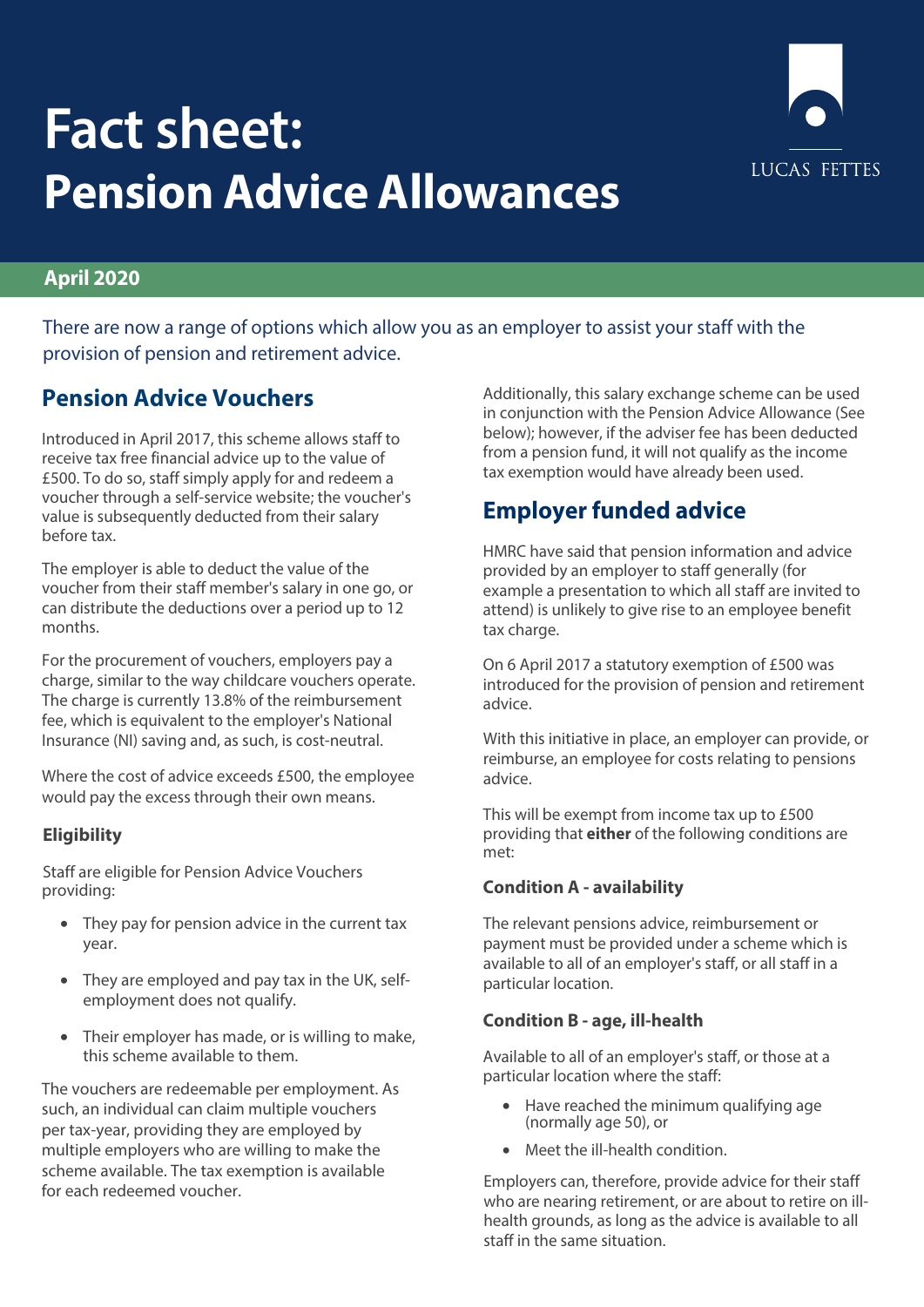# Fact sheet: Pension Advice Allowances

LUCAS FETTES

**April 2020**

There are now a range of options which allow you as an employer to assist your staff with the provision of pension and retirement advice.

## Pension Advice Vouchers

Introduced in April 2017, this scheme allows staff to receive tax free financial advice up to the value of £500. To do so, staff simply apply for and redeem a voucher through a self-service website; the voucher's value is subsequently deducted from their salary before tax.

The employer is able to deduct the value of the voucher from their staff member's salary in one go, or can distribute the deductions over a period up to 12 months.

For the procurement of vouchers, employers pay a charge, similar to the way childcare vouchers operate. The charge is currently 13.8% of the reimbursement fee, which is equivalent to the employer's National Insurance (NI) saving and, as such, is cost-neutral.

Where the cost of advice exceeds £500, the employee would pay the excess through their own means.

### Eligibility

Staff are eligible for Pension Advice Vouchers providing:

- They pay for pension advice in the current tax year.
- They are employed and pay tax in the UK, self-employment does not qualify.
- Their employer has made, or is willing to make, this scheme available to them.

The vouchers are redeemable per employment. As such, an individual can claim multiple vouchers per tax-year, providing they are employed by multiple employers who are willing to make the scheme available. The tax exemption is available for each redeemed voucher.

Additionally, this salary exchange scheme can be used in conjunction with the Pension Advice Allowance (See below); however, if the adviser fee has been deducted from a pension fund, it will not qualify as the income tax exemption would have already been used.

## Employer funded advice

HMRC have said that pension information and advice provided by an employer to staff generally (for example a presentation to which all staff are invited to attend) is unlikely to give rise to an employee benefit tax charge.

On 6 April 2017 a statutory exemption of £500 was introduced for the provision of pension and retirement advice.

With this initiative in place, an employer can provide, or reimburse, an employee for costs relating to pensions advice.

This will be exempt from income tax up to £500 providing that **either** of the following conditions are met:

### Condition A - availability

The relevant pensions advice, reimbursement or payment must be provided under a scheme which is available to all of an employer's staff, or all staff in a particular location.

### Condition B - age, ill-health

Available to all of an employer's staff, or those at a particular location where the staff:

- Have reached the minimum qualifying age (normally age 50), or
- Meet the ill-health condition.

Employers can, therefore, provide advice for their staff who are nearing retirement, or are about to retire on ill-health grounds, as long as the advice is available to all staff in the same situation.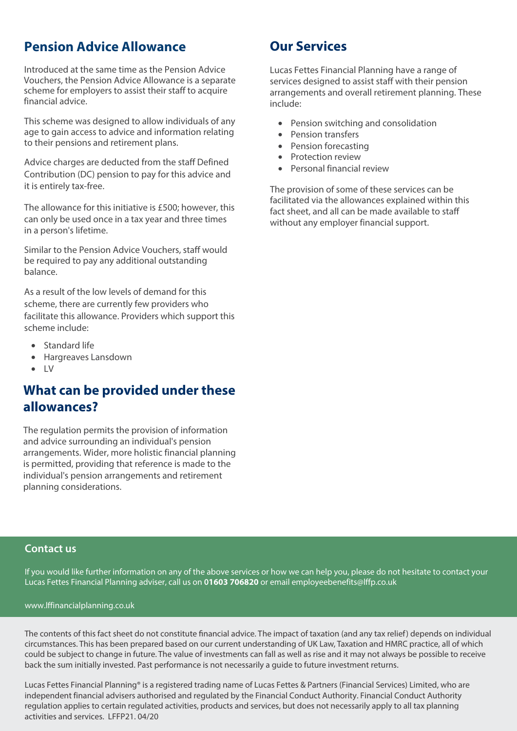## Pension Advice Allowance

Introduced at the same time as the Pension Advice Vouchers, the Pension Advice Allowance is a separate scheme for employers to assist their staff to acquire financial advice.

This scheme was designed to allow individuals of any age to gain access to advice and information relating to their pensions and retirement plans.

Advice charges are deducted from the staff Defined Contribution (DC) pension to pay for this advice and it is entirely tax-free.

The allowance for this initiative is £500; however, this can only be used once in a tax year and three times in a person's lifetime.

Similar to the Pension Advice Vouchers, staff would be required to pay any additional outstanding balance.

As a result of the low levels of demand for this scheme, there are currently few providers who facilitate this allowance. Providers which support this scheme include:

- Standard life
- Hargreaves Lansdown
- LV

## What can be provided under these allowances?

The regulation permits the provision of information and advice surrounding an individual's pension arrangements. Wider, more holistic financial planning is permitted, providing that reference is made to the individual's pension arrangements and retirement planning considerations.

## Our Services

Lucas Fettes Financial Planning have a range of services designed to assist staff with their pension arrangements and overall retirement planning. These include:

- Pension switching and consolidation
- Pension transfers
- Pension forecasting
- Protection review
- Personal financial review

The provision of some of these services can be facilitated via the allowances explained within this fact sheet, and all can be made available to staff without any employer financial support.

### Contact us

If you would like further information on any of the above services or how we can help you, please do not hesitate to contact your Lucas Fettes Financial Planning adviser, call us on **01603 706820** or email employeebenefits@lffp.co.uk

www.lffinancialplanning.co.uk

The contents of this fact sheet do not constitute financial advice. The impact of taxation (and any tax relief) depends on individual circumstances. This has been prepared based on our current understanding of UK Law, Taxation and HMRC practice, all of which could be subject to change in future. The value of investments can fall as well as rise and it may not always be possible to receive back the sum initially invested. Past performance is not necessarily a guide to future investment returns.

Lucas Fettes Financial Planning® is a registered trading name of Lucas Fettes & Partners (Financial Services) Limited, who are independent financial advisers authorised and regulated by the Financial Conduct Authority. Financial Conduct Authority regulation applies to certain regulated activities, products and services, but does not necessarily apply to all tax planning activities and services. LFFP21. 04/20